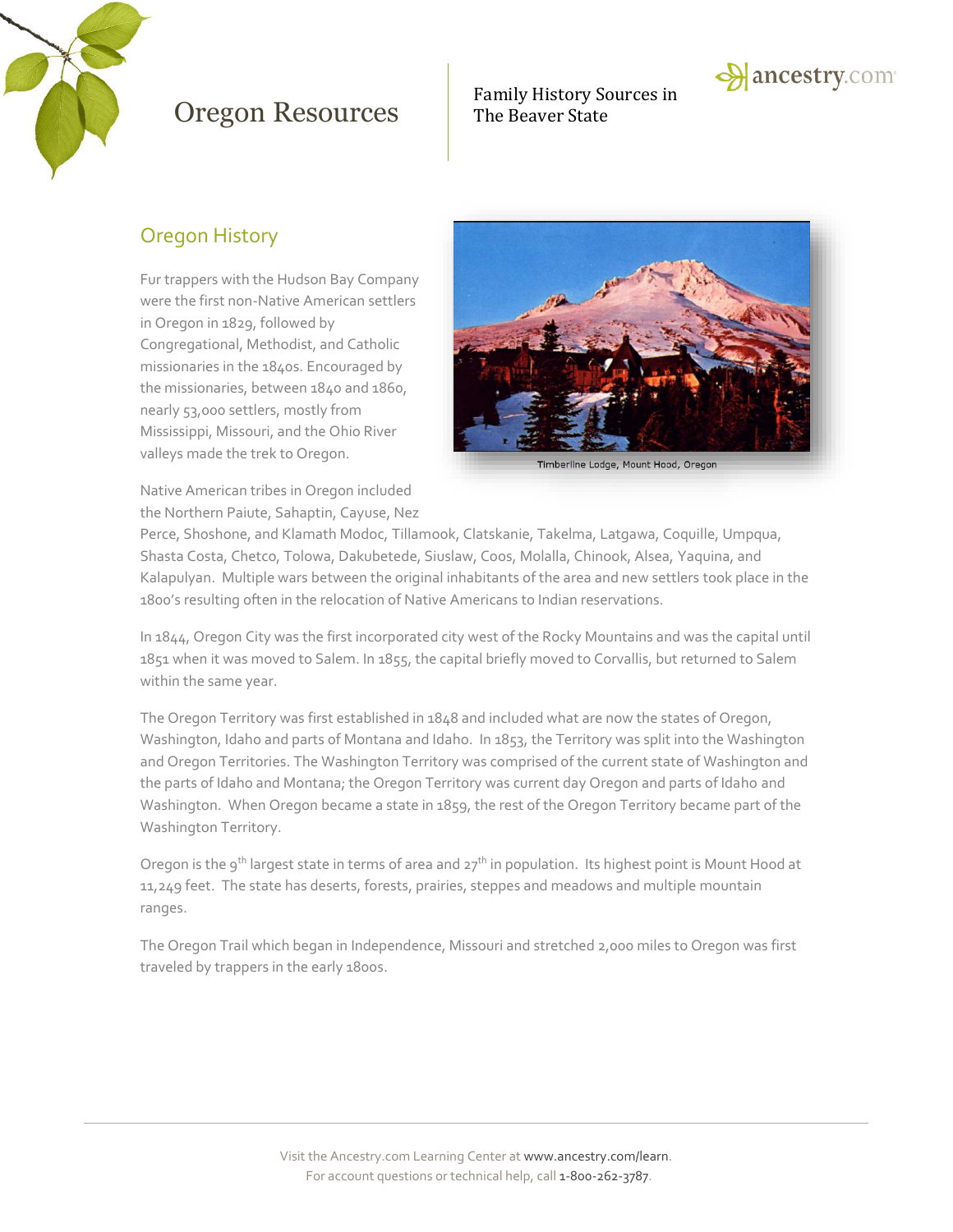# Oregon Resources

Family History Sources in The Beaver State

## Oregon History

Fur trappers with the Hudson Bay Company were the first non-Native American settlers in Oregon in 1829, followed by Congregational, Methodist, and Catholic missionaries in the 1840s. Encouraged by the missionaries, between 1840 and 1860, nearly 53,000 settlers, mostly from Mississippi, Missouri, and the Ohio River valleys made the trek to Oregon.

Timberline Lodge, Mount Hood, Oregon

Native American tribes in Oregon included the Northern Paiute, Sahaptin, Cayuse, Nez Perce, Shoshone, and Klamath Modoc, Tillamook, Clatskanie, Takelma, Latgawa, Coquille, Umpqua, Shasta Costa, Chetco, Tolowa, Dakubetede, Siuslaw, Coos, Molalla, Chinook, Alsea, Yaquina, and Kalapulyan. Multiple wars between the original inhabitants of the area and new settlers took place in the 1800's resulting often in the relocation of Native Americans to Indian reservations.

In 1844, Oregon City was the first incorporated city west of the Rocky Mountains and was the capital until 1851 when it was moved to Salem. In 1855, the capital briefly moved to Corvallis, but returned to Salem within the same year.

The Oregon Territory was first established in 1848 and included what are now the states of Oregon, Washington, Idaho and parts of Montana and Idaho. In 1853, the Territory was split into the Washington and Oregon Territories. The Washington Territory was comprised of the current state of Washington and the parts of Idaho and Montana; the Oregon Territory was current day Oregon and parts of Idaho and Washington. When Oregon became a state in 1859, the rest of the Oregon Territory became part of the Washington Territory.

Oregon is the 9th largest state in terms of area and 27th in population. Its highest point is Mount Hood at 11,249 feet. The state has deserts, forests, prairies, steppes and meadows and multiple mountain ranges.

The Oregon Trail which began in Independence, Missouri and stretched 2,000 miles to Oregon was first traveled by trappers in the early 1800s.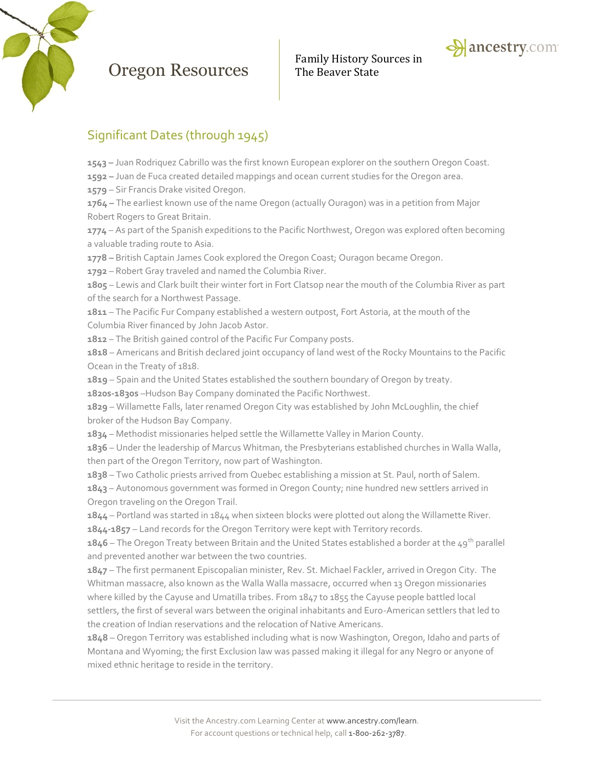# Oregon Resources

Family History Sources in The Beaver State

## Significant Dates (through 1945)

**1543 –** Juan Rodriquez Cabrillo was the first known European explorer on the southern Oregon Coast.
**1592 –** Juan de Fuca created detailed mappings and ocean current studies for the Oregon area.
**1579** – Sir Francis Drake visited Oregon.
**1764 –** The earliest known use of the name Oregon (actually Ouragon) was in a petition from Major Robert Rogers to Great Britain.
**1774** – As part of the Spanish expeditions to the Pacific Northwest, Oregon was explored often becoming a valuable trading route to Asia.
**1778 –** British Captain James Cook explored the Oregon Coast; Ouragon became Oregon.
**1792** – Robert Gray traveled and named the Columbia River.
**1805** – Lewis and Clark built their winter fort in Fort Clatsop near the mouth of the Columbia River as part of the search for a Northwest Passage.
**1811** – The Pacific Fur Company established a western outpost, Fort Astoria, at the mouth of the Columbia River financed by John Jacob Astor.
**1812** – The British gained control of the Pacific Fur Company posts.
**1818** – Americans and British declared joint occupancy of land west of the Rocky Mountains to the Pacific Ocean in the Treaty of 1818.
**1819** – Spain and the United States established the southern boundary of Oregon by treaty.
**1820s-1830s** –Hudson Bay Company dominated the Pacific Northwest.
**1829** – Willamette Falls, later renamed Oregon City was established by John McLoughlin, the chief broker of the Hudson Bay Company.
**1834** – Methodist missionaries helped settle the Willamette Valley in Marion County.
**1836** – Under the leadership of Marcus Whitman, the Presbyterians established churches in Walla Walla, then part of the Oregon Territory, now part of Washington.
**1838** – Two Catholic priests arrived from Quebec establishing a mission at St. Paul, north of Salem.
**1843** – Autonomous government was formed in Oregon County; nine hundred new settlers arrived in Oregon traveling on the Oregon Trail.
**1844** – Portland was started in 1844 when sixteen blocks were plotted out along the Willamette River.
**1844-1857** – Land records for the Oregon Territory were kept with Territory records.
**1846** – The Oregon Treaty between Britain and the United States established a border at the 49th parallel and prevented another war between the two countries.
**1847** – The first permanent Episcopalian minister, Rev. St. Michael Fackler, arrived in Oregon City. The Whitman massacre, also known as the Walla Walla massacre, occurred when 13 Oregon missionaries where killed by the Cayuse and Umatilla tribes. From 1847 to 1855 the Cayuse people battled local settlers, the first of several wars between the original inhabitants and Euro-American settlers that led to the creation of Indian reservations and the relocation of Native Americans.
**1848** – Oregon Territory was established including what is now Washington, Oregon, Idaho and parts of Montana and Wyoming; the first Exclusion law was passed making it illegal for any Negro or anyone of mixed ethnic heritage to reside in the territory.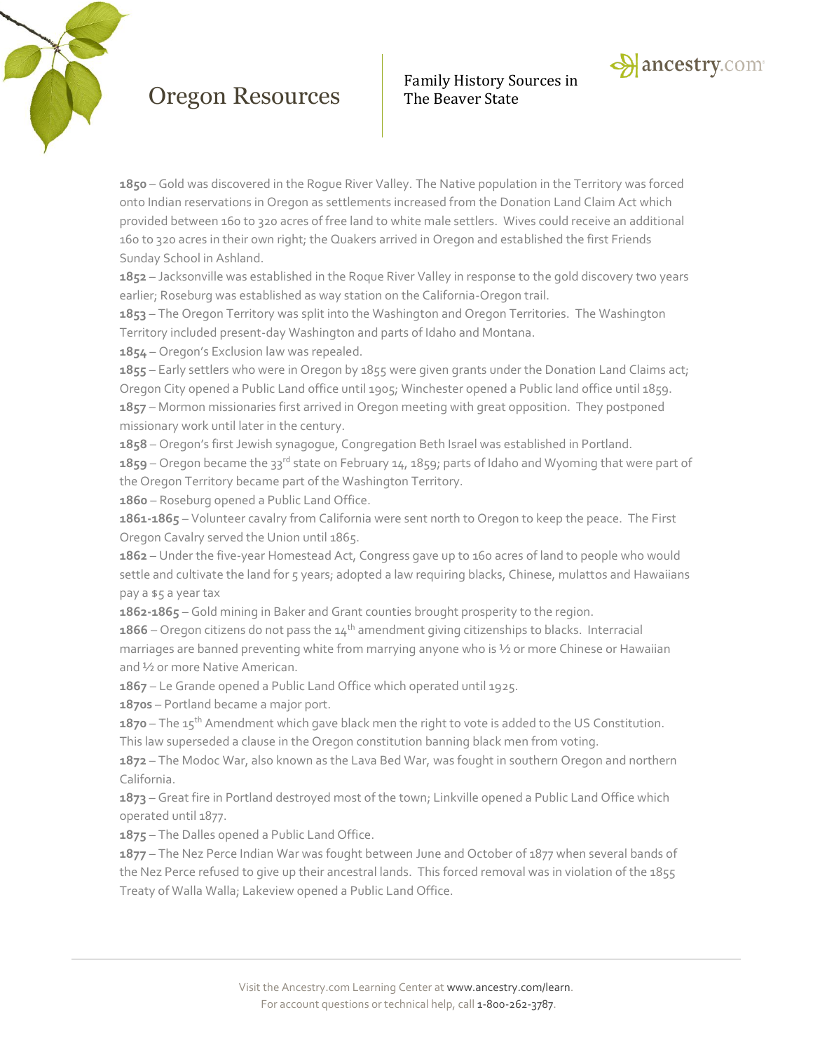**1850** – Gold was discovered in the Rogue River Valley. The Native population in the Territory was forced onto Indian reservations in Oregon as settlements increased from the Donation Land Claim Act which provided between 160 to 320 acres of free land to white male settlers. Wives could receive an additional 160 to 320 acres in their own right; the Quakers arrived in Oregon and established the first Friends Sunday School in Ashland.

**1852** – Jacksonville was established in the Roque River Valley in response to the gold discovery two years earlier; Roseburg was established as way station on the California-Oregon trail.

**1853** – The Oregon Territory was split into the Washington and Oregon Territories. The Washington Territory included present-day Washington and parts of Idaho and Montana.

**1854** – Oregon's Exclusion law was repealed.

**1855** – Early settlers who were in Oregon by 1855 were given grants under the Donation Land Claims act; Oregon City opened a Public Land office until 1905; Winchester opened a Public land office until 1859.

**1857** – Mormon missionaries first arrived in Oregon meeting with great opposition. They postponed missionary work until later in the century.

**1858** – Oregon's first Jewish synagogue, Congregation Beth Israel was established in Portland.

**1859** – Oregon became the 33rd state on February 14, 1859; parts of Idaho and Wyoming that were part of the Oregon Territory became part of the Washington Territory.

**1860** – Roseburg opened a Public Land Office.

**1861-1865** – Volunteer cavalry from California were sent north to Oregon to keep the peace. The First Oregon Cavalry served the Union until 1865.

**1862** – Under the five-year Homestead Act, Congress gave up to 160 acres of land to people who would settle and cultivate the land for 5 years; adopted a law requiring blacks, Chinese, mulattos and Hawaiians pay a $5 a year tax

**1862-1865** – Gold mining in Baker and Grant counties brought prosperity to the region.

**1866** – Oregon citizens do not pass the 14th amendment giving citizenships to blacks. Interracial marriages are banned preventing white from marrying anyone who is ½ or more Chinese or Hawaiian and ½ or more Native American.

**1867** – Le Grande opened a Public Land Office which operated until 1925.

**1870s** – Portland became a major port.

**1870** – The 15th Amendment which gave black men the right to vote is added to the US Constitution. This law superseded a clause in the Oregon constitution banning black men from voting.

**1872** – The Modoc War, also known as the Lava Bed War, was fought in southern Oregon and northern California.

**1873** – Great fire in Portland destroyed most of the town; Linkville opened a Public Land Office which operated until 1877.

**1875** – The Dalles opened a Public Land Office.

**1877** – The Nez Perce Indian War was fought between June and October of 1877 when several bands of the Nez Perce refused to give up their ancestral lands. This forced removal was in violation of the 1855 Treaty of Walla Walla; Lakeview opened a Public Land Office.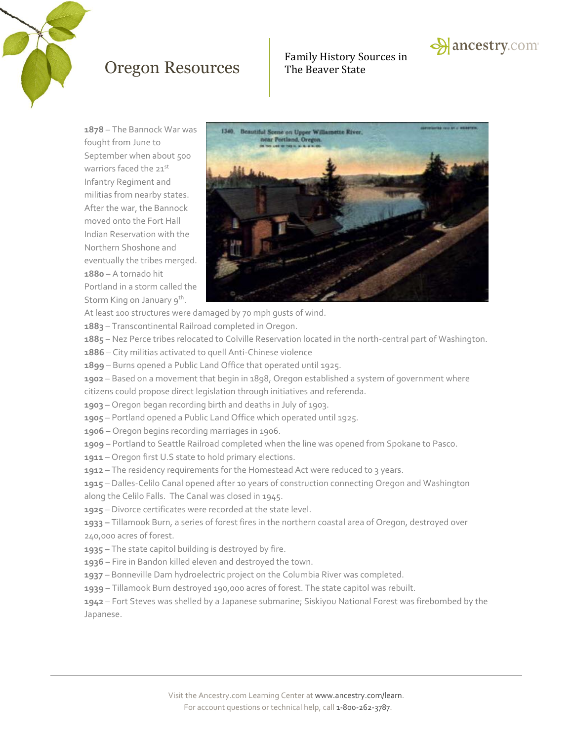**1878** – The Bannock War was fought from June to September when about 500 warriors faced the 21st Infantry Regiment and militias from nearby states. After the war, the Bannock moved onto the Fort Hall Indian Reservation with the Northern Shoshone and eventually the tribes merged.

**1880** – A tornado hit Portland in a storm called the Storm King on January 9th. At least 100 structures were damaged by 70 mph gusts of wind.

**1883** – Transcontinental Railroad completed in Oregon.

**1885** – Nez Perce tribes relocated to Colville Reservation located in the north-central part of Washington.

**1886** – City militias activated to quell Anti-Chinese violence

**1899** – Burns opened a Public Land Office that operated until 1925.

**1902** – Based on a movement that begin in 1898, Oregon established a system of government where citizens could propose direct legislation through initiatives and referenda.

**1903** – Oregon began recording birth and deaths in July of 1903.

**1905** – Portland opened a Public Land Office which operated until 1925.

**1906** – Oregon begins recording marriages in 1906.

**1909** – Portland to Seattle Railroad completed when the line was opened from Spokane to Pasco.

**1911** – Oregon first U.S state to hold primary elections.

**1912** – The residency requirements for the Homestead Act were reduced to 3 years.

**1915** – Dalles-Celilo Canal opened after 10 years of construction connecting Oregon and Washington along the Celilo Falls. The Canal was closed in 1945.

**1925** – Divorce certificates were recorded at the state level.

**1933 –** Tillamook Burn, a series of forest fires in the northern coastal area of Oregon, destroyed over 240,000 acres of forest.

**1935 –** The state capitol building is destroyed by fire.

**1936** – Fire in Bandon killed eleven and destroyed the town.

**1937** – Bonneville Dam hydroelectric project on the Columbia River was completed.

**1939** – Tillamook Burn destroyed 190,000 acres of forest. The state capitol was rebuilt.

**1942** – Fort Steves was shelled by a Japanese submarine; Siskiyou National Forest was firebombed by the Japanese.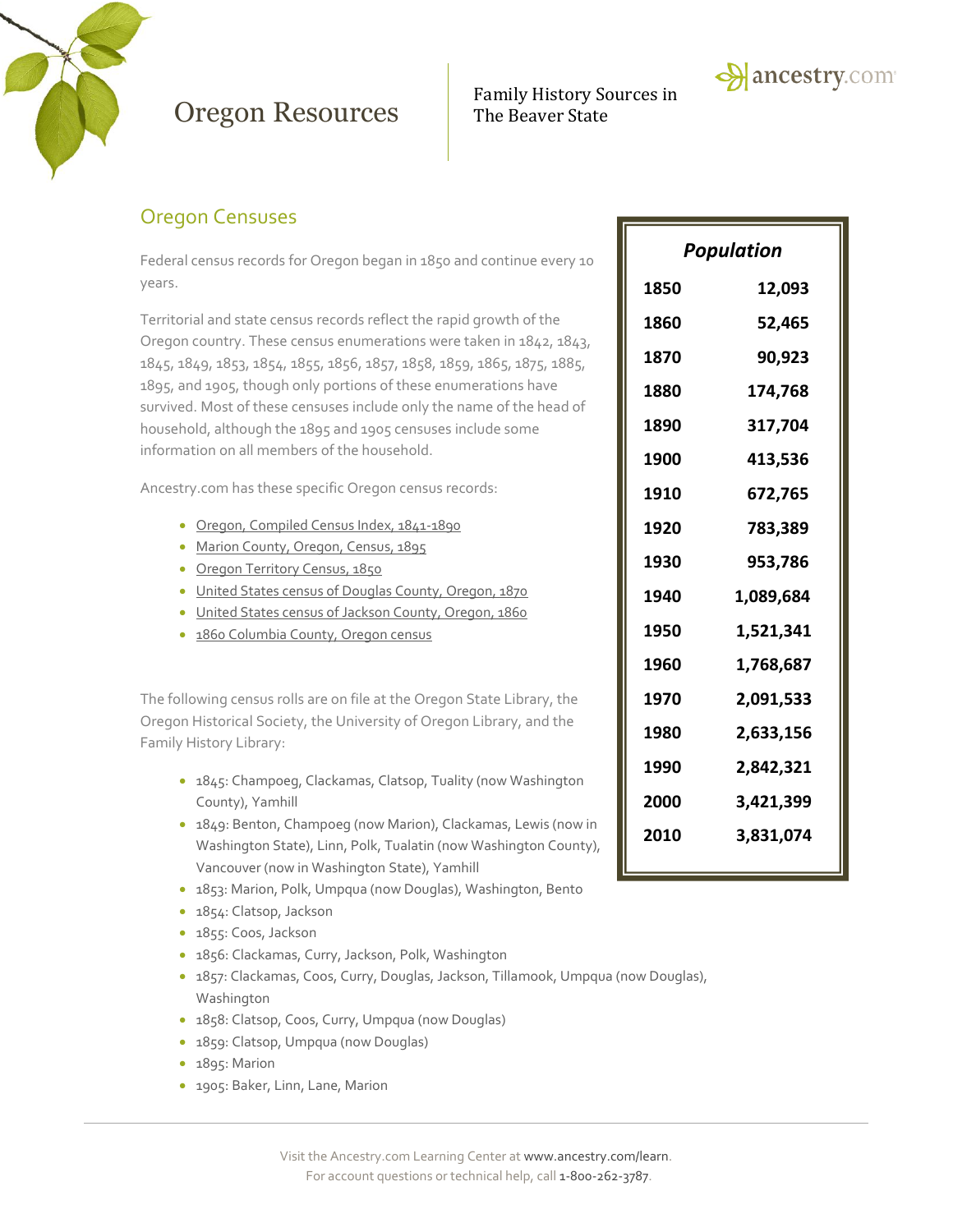# Oregon Resources

Family History Sources in The Beaver State

## Oregon Censuses

Federal census records for Oregon began in 1850 and continue every 10 years.

Territorial and state census records reflect the rapid growth of the Oregon country. These census enumerations were taken in 1842, 1843, 1845, 1849, 1853, 1854, 1855, 1856, 1857, 1858, 1859, 1865, 1875, 1885, 1895, and 1905, though only portions of these enumerations have survived. Most of these censuses include only the name of the head of household, although the 1895 and 1905 censuses include some information on all members of the household.

Ancestry.com has these specific Oregon census records:

- Oregon, Compiled Census Index, 1841-1890
- Marion County, Oregon, Census, 1895
- Oregon Territory Census, 1850
- United States census of Douglas County, Oregon, 1870
- United States census of Jackson County, Oregon, 1860
- 1860 Columbia County, Oregon census

The following census rolls are on file at the Oregon State Library, the Oregon Historical Society, the University of Oregon Library, and the Family History Library:

- 1845: Champoeg, Clackamas, Clatsop, Tuality (now Washington County), Yamhill
- 1849: Benton, Champoeg (now Marion), Clackamas, Lewis (now in Washington State), Linn, Polk, Tualatin (now Washington County), Vancouver (now in Washington State), Yamhill
- 1853: Marion, Polk, Umpqua (now Douglas), Washington, Bento
- 1854: Clatsop, Jackson
- 1855: Coos, Jackson
- 1856: Clackamas, Curry, Jackson, Polk, Washington
- 1857: Clackamas, Coos, Curry, Douglas, Jackson, Tillamook, Umpqua (now Douglas), Washington
- 1858: Clatsop, Coos, Curry, Umpqua (now Douglas)
- 1859: Clatsop, Umpqua (now Douglas)
- 1895: Marion
- 1905: Baker, Linn, Lane, Marion

| *Population* | |
|---|---|
| 1850 | 12,093 |
| 1860 | 52,465 |
| 1870 | 90,923 |
| 1880 | 174,768 |
| 1890 | 317,704 |
| 1900 | 413,536 |
| 1910 | 672,765 |
| 1920 | 783,389 |
| 1930 | 953,786 |
| 1940 | 1,089,684 |
| 1950 | 1,521,341 |
| 1960 | 1,768,687 |
| 1970 | 2,091,533 |
| 1980 | 2,633,156 |
| 1990 | 2,842,321 |
| 2000 | 3,421,399 |
| 2010 | 3,831,074 |

Visit the Ancestry.com Learning Center at www.ancestry.com/learn.
For account questions or technical help, call 1-800-262-3787.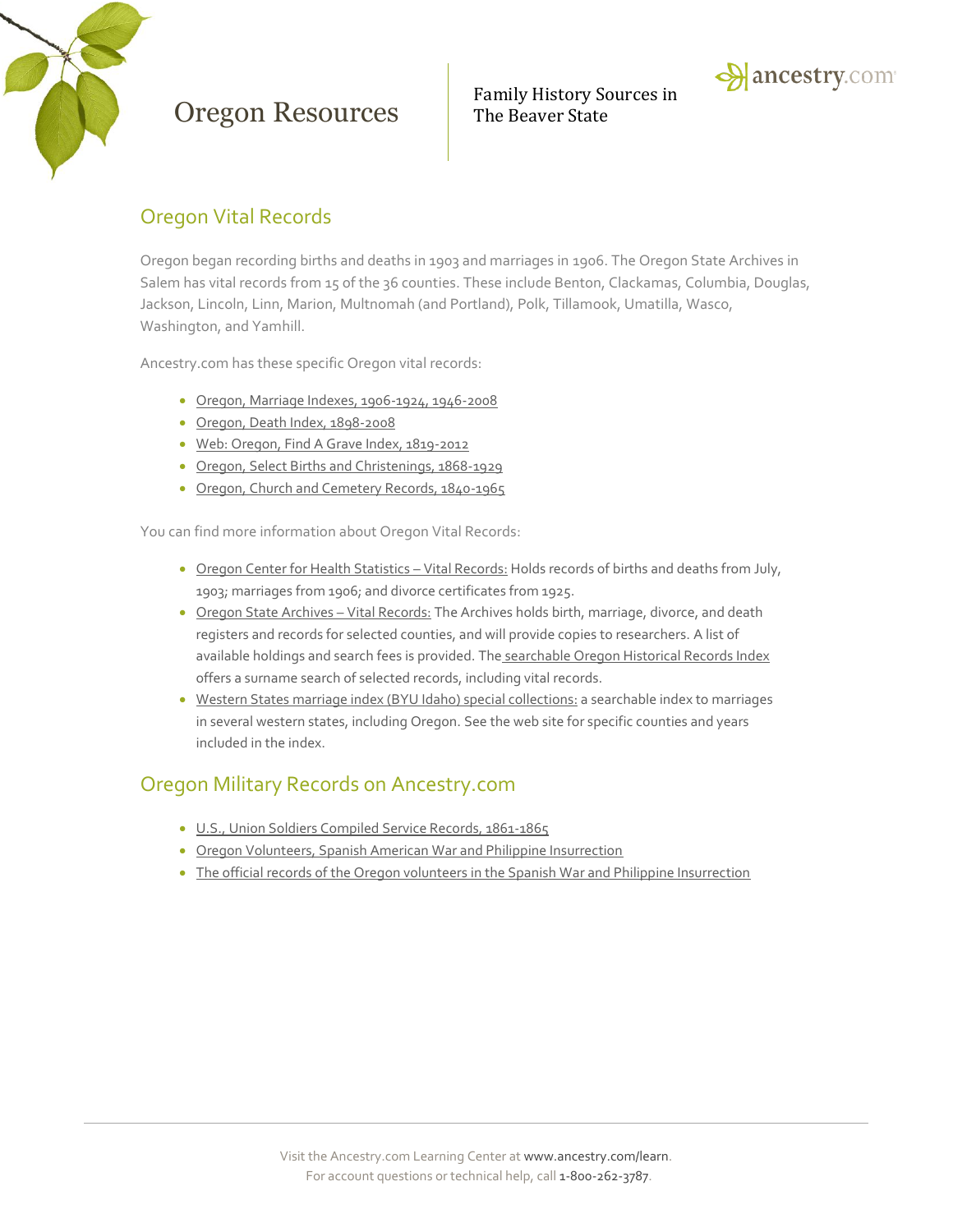# Oregon Resources

Family History Sources in The Beaver State

## Oregon Vital Records

Oregon began recording births and deaths in 1903 and marriages in 1906. The Oregon State Archives in Salem has vital records from 15 of the 36 counties. These include Benton, Clackamas, Columbia, Douglas, Jackson, Lincoln, Linn, Marion, Multnomah (and Portland), Polk, Tillamook, Umatilla, Wasco, Washington, and Yamhill.

Ancestry.com has these specific Oregon vital records:

- Oregon, Marriage Indexes, 1906-1924, 1946-2008
- Oregon, Death Index, 1898-2008
- Web: Oregon, Find A Grave Index, 1819-2012
- Oregon, Select Births and Christenings, 1868-1929
- Oregon, Church and Cemetery Records, 1840-1965

You can find more information about Oregon Vital Records:

- Oregon Center for Health Statistics – Vital Records: Holds records of births and deaths from July, 1903; marriages from 1906; and divorce certificates from 1925.
- Oregon State Archives – Vital Records: The Archives holds birth, marriage, divorce, and death registers and records for selected counties, and will provide copies to researchers. A list of available holdings and search fees is provided. The searchable Oregon Historical Records Index offers a surname search of selected records, including vital records.
- Western States marriage index (BYU Idaho) special collections: a searchable index to marriages in several western states, including Oregon. See the web site for specific counties and years included in the index.

## Oregon Military Records on Ancestry.com

- U.S., Union Soldiers Compiled Service Records, 1861-1865
- Oregon Volunteers, Spanish American War and Philippine Insurrection
- The official records of the Oregon volunteers in the Spanish War and Philippine Insurrection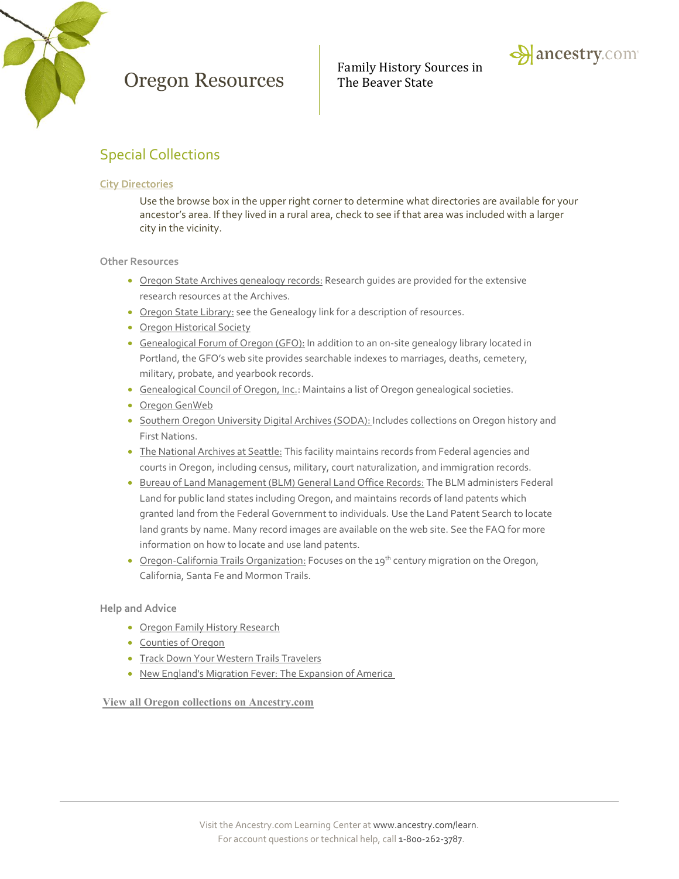# Oregon Resources

Family History Sources in The Beaver State

## Special Collections

### City Directories

Use the browse box in the upper right corner to determine what directories are available for your ancestor's area. If they lived in a rural area, check to see if that area was included with a larger city in the vicinity.

### Other Resources

- Oregon State Archives genealogy records: Research guides are provided for the extensive research resources at the Archives.
- Oregon State Library: see the Genealogy link for a description of resources.
- Oregon Historical Society
- Genealogical Forum of Oregon (GFO): In addition to an on-site genealogy library located in Portland, the GFO's web site provides searchable indexes to marriages, deaths, cemetery, military, probate, and yearbook records.
- Genealogical Council of Oregon, Inc.: Maintains a list of Oregon genealogical societies.
- Oregon GenWeb
- Southern Oregon University Digital Archives (SODA): Includes collections on Oregon history and First Nations.
- The National Archives at Seattle: This facility maintains records from Federal agencies and courts in Oregon, including census, military, court naturalization, and immigration records.
- Bureau of Land Management (BLM) General Land Office Records: The BLM administers Federal Land for public land states including Oregon, and maintains records of land patents which granted land from the Federal Government to individuals. Use the Land Patent Search to locate land grants by name. Many record images are available on the web site. See the FAQ for more information on how to locate and use land patents.
- Oregon-California Trails Organization: Focuses on the 19th century migration on the Oregon, California, Santa Fe and Mormon Trails.

### Help and Advice

- Oregon Family History Research
- Counties of Oregon
- Track Down Your Western Trails Travelers
- New England's Migration Fever: The Expansion of America

**View all Oregon collections on Ancestry.com**